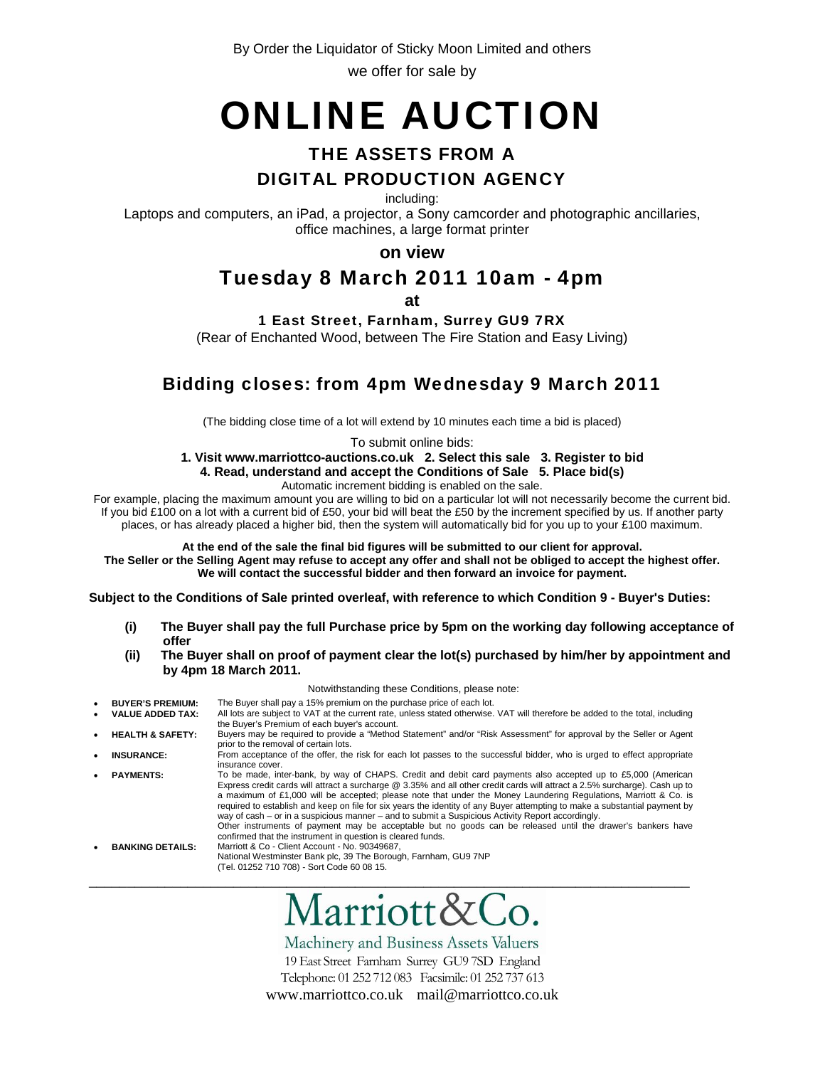By Order the Liquidator of Sticky Moon Limited and others

we offer for sale by

# ONLINE AUCTION

## THE ASSETS FROM A DIGITAL PRODUCTION AGENCY

including:

Laptops and computers, an iPad, a projector, a Sony camcorder and photographic ancillaries, office machines, a large format printer

**on view**

## Tuesday 8 March 2011 10am - 4pm

**at**

**1 East Street, Farnham, Surrey GU9 7RX**

(Rear of Enchanted Wood, between The Fire Station and Easy Living)

## Bidding closes: from 4pm Wednesday 9 March 2011

(The bidding close time of a lot will extend by 10 minutes each time a bid is placed)

To submit online bids:

**1. Visit www.marriottco-auctions.co.uk 2. Select this sale 3. Register to bid**
**4. Read, understand and accept the Conditions of Sale 5. Place bid(s)**

Automatic increment bidding is enabled on the sale.

For example, placing the maximum amount you are willing to bid on a particular lot will not necessarily become the current bid. If you bid £100 on a lot with a current bid of £50, your bid will beat the £50 by the increment specified by us. If another party places, or has already placed a higher bid, then the system will automatically bid for you up to your £100 maximum.

**At the end of the sale the final bid figures will be submitted to our client for approval.**
**The Seller or the Selling Agent may refuse to accept any offer and shall not be obliged to accept the highest offer.**
**We will contact the successful bidder and then forward an invoice for payment.**

**Subject to the Conditions of Sale printed overleaf, with reference to which Condition 9 - Buyer's Duties:**

**(i) The Buyer shall pay the full Purchase price by 5pm on the working day following acceptance of offer**

**(ii) The Buyer shall on proof of payment clear the lot(s) purchased by him/her by appointment and by 4pm 18 March 2011.**

Notwithstanding these Conditions, please note:

- **BUYER'S PREMIUM:** The Buyer shall pay a 15% premium on the purchase price of each lot.
- **VALUE ADDED TAX:** All lots are subject to VAT at the current rate, unless stated otherwise. VAT will therefore be added to the total, including the Buyer's Premium of each buyer's account.
- **HEALTH & SAFETY:** Buyers may be required to provide a "Method Statement" and/or "Risk Assessment" for approval by the Seller or Agent prior to the removal of certain lots.
- **INSURANCE:** From acceptance of the offer, the risk for each lot passes to the successful bidder, who is urged to effect appropriate insurance cover.
- **PAYMENTS:** To be made, inter-bank, by way of CHAPS. Credit and debit card payments also accepted up to £5,000 (American Express credit cards will attract a surcharge @ 3.35% and all other credit cards will attract a 2.5% surcharge). Cash up to a maximum of £1,000 will be accepted; please note that under the Money Laundering Regulations, Marriott & Co. is required to establish and keep on file for six years the identity of any Buyer attempting to make a substantial payment by way of cash – or in a suspicious manner – and to submit a Suspicious Activity Report accordingly.
  Other instruments of payment may be acceptable but no goods can be released until the drawer's bankers have confirmed that the instrument in question is cleared funds.
- **BANKING DETAILS:** Marriott & Co - Client Account - No. 90349687,
  National Westminster Bank plc, 39 The Borough, Farnham, GU9 7NP
  (Tel. 01252 710 708) - Sort Code 60 08 15.

---

Marriott&Co.

Machinery and Business Assets Valuers

19 East Street Farnham Surrey GU9 7SD England

Telephone: 01 252 712 083 Facsimile: 01 252 737 613

www.marriottco.co.uk mail@marriottco.co.uk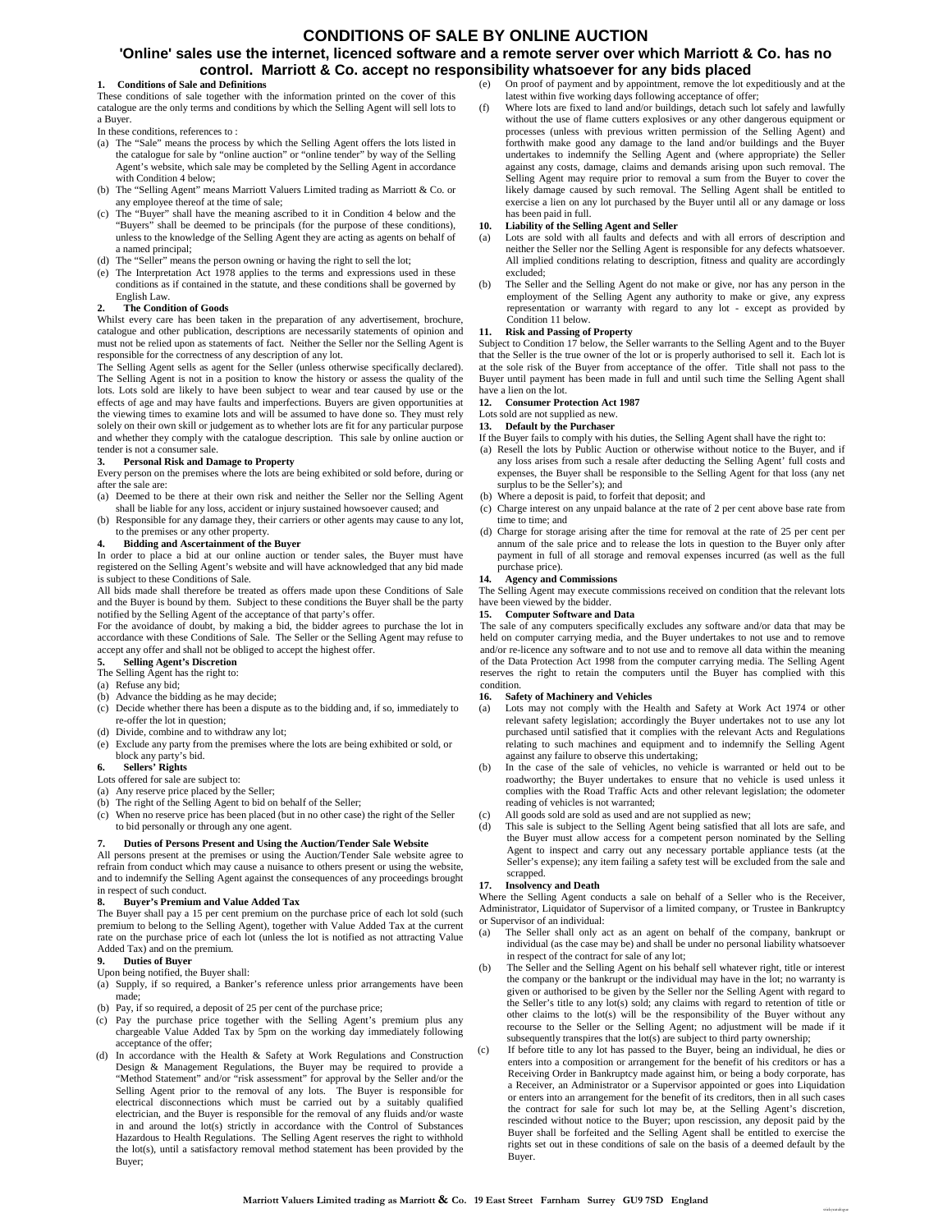# CONDITIONS OF SALE BY ONLINE AUCTION

## 'Online' sales use the internet, licenced software and a remote server over which Marriott & Co. has no control. Marriott & Co. accept no responsibility whatsoever for any bids placed

**1. Conditions of Sale and Definitions**

These conditions of sale together with the information printed on the cover of this catalogue are the only terms and conditions by which the Selling Agent will sell lots to a Buyer.

In these conditions, references to :

(a) The "Sale" means the process by which the Selling Agent offers the lots listed in the catalogue for sale by "online auction" or "online tender" by way of the Selling Agent's website, which sale may be completed by the Selling Agent in accordance with Condition 4 below;

(b) The "Selling Agent" means Marriott Valuers Limited trading as Marriott & Co. or any employee thereof at the time of sale;

(c) The "Buyer" shall have the meaning ascribed to it in Condition 4 below and the "Buyers" shall be deemed to be principals (for the purpose of these conditions), unless to the knowledge of the Selling Agent they are acting as agents on behalf of a named principal;

(d) The "Seller" means the person owning or having the right to sell the lot;

(e) The Interpretation Act 1978 applies to the terms and expressions used in these conditions as if contained in the statute, and these conditions shall be governed by English Law.

**2. The Condition of Goods**

Whilst every care has been taken in the preparation of any advertisement, brochure, catalogue and other publication, descriptions are necessarily statements of opinion and must not be relied upon as statements of fact. Neither the Seller nor the Selling Agent is responsible for the correctness of any description of any lot.

The Selling Agent sells as agent for the Seller (unless otherwise specifically declared). The Selling Agent is not in a position to know the history or assess the quality of the lots. Lots sold are likely to have been subject to wear and tear caused by use or the effects of age and may have faults and imperfections. Buyers are given opportunities at the viewing times to examine lots and will be assumed to have done so. They must rely solely on their own skill or judgement as to whether lots are fit for any particular purpose and whether they comply with the catalogue description. This sale by online auction or tender is not a consumer sale.

**3. Personal Risk and Damage to Property**

Every person on the premises where the lots are being exhibited or sold before, during or after the sale are:

(a) Deemed to be there at their own risk and neither the Seller nor the Selling Agent shall be liable for any loss, accident or injury sustained howsoever caused; and

(b) Responsible for any damage they, their carriers or other agents may cause to any lot, to the premises or any other property.

**4. Bidding and Ascertainment of the Buyer**

In order to place a bid at our online auction or tender sales, the Buyer must have registered on the Selling Agent's website and will have acknowledged that any bid made is subject to these Conditions of Sale.

All bids made shall therefore be treated as offers made upon these Conditions of Sale and the Buyer is bound by them. Subject to these conditions the Buyer shall be the party notified by the Selling Agent of the acceptance of that party's offer.

For the avoidance of doubt, by making a bid, the bidder agrees to purchase the lot in accordance with these Conditions of Sale. The Seller or the Selling Agent may refuse to accept any offer and shall not be obliged to accept the highest offer.

**5. Selling Agent's Discretion**

The Selling Agent has the right to:

(a) Refuse any bid;

(b) Advance the bidding as he may decide;

(c) Decide whether there has been a dispute as to the bidding and, if so, immediately to re-offer the lot in question;

(d) Divide, combine and to withdraw any lot;

(e) Exclude any party from the premises where the lots are being exhibited or sold, or block any party's bid.

**6. Sellers' Rights**

Lots offered for sale are subject to:

(a) Any reserve price placed by the Seller;

(b) The right of the Selling Agent to bid on behalf of the Seller;

(c) When no reserve price has been placed (but in no other case) the right of the Seller to bid personally or through any one agent.

**7. Duties of Persons Present and Using the Auction/Tender Sale Website**

All persons present at the premises or using the Auction/Tender Sale website agree to refrain from conduct which may cause a nuisance to others present or using the website, and to indemnify the Selling Agent against the consequences of any proceedings brought in respect of such conduct.

**8. Buyer's Premium and Value Added Tax**

The Buyer shall pay a 15 per cent premium on the purchase price of each lot sold (such premium to belong to the Selling Agent), together with Value Added Tax at the current rate on the purchase price of each lot (unless the lot is notified as not attracting Value Added Tax) and on the premium.

**9. Duties of Buyer**

Upon being notified, the Buyer shall:

(a) Supply, if so required, a Banker's reference unless prior arrangements have been made;

(b) Pay, if so required, a deposit of 25 per cent of the purchase price;

(c) Pay the purchase price together with the Selling Agent's premium plus any chargeable Value Added Tax by 5pm on the working day immediately following acceptance of the offer;

(d) In accordance with the Health & Safety at Work Regulations and Construction Design & Management Regulations, the Buyer may be required to provide a "Method Statement" and/or "risk assessment" for approval by the Seller and/or the Selling Agent prior to the removal of any lots. The Buyer is responsible for electrical disconnections which must be carried out by a suitably qualified electrician, and the Buyer is responsible for the removal of any fluids and/or waste in and around the lot(s) strictly in accordance with the Control of Substances Hazardous to Health Regulations. The Selling Agent reserves the right to withhold the lot(s), until a satisfactory removal method statement has been provided by the Buyer;

(e) On proof of payment and by appointment, remove the lot expeditiously and at the latest within five working days following acceptance of offer;

(f) Where lots are fixed to land and/or buildings, detach such lot safely and lawfully without the use of flame cutters explosives or any other dangerous equipment or processes (unless with previous written permission of the Selling Agent) and forthwith make good any damage to the land and/or buildings and the Buyer undertakes to indemnify the Selling Agent and (where appropriate) the Seller against any costs, damage, claims and demands arising upon such removal. The Selling Agent may require prior to removal a sum from the Buyer to cover the likely damage caused by such removal. The Selling Agent shall be entitled to exercise a lien on any lot purchased by the Buyer until all or any damage or loss has been paid in full.

**10. Liability of the Selling Agent and Seller**

(a) Lots are sold with all faults and defects and with all errors of description and neither the Seller nor the Selling Agent is responsible for any defects whatsoever. All implied conditions relating to description, fitness and quality are accordingly excluded;

(b) The Seller and the Selling Agent do not make or give, nor has any person in the employment of the Selling Agent any authority to make or give, any express representation or warranty with regard to any lot - except as provided by Condition 11 below.

**11. Risk and Passing of Property**

Subject to Condition 17 below, the Seller warrants to the Selling Agent and to the Buyer that the Seller is the true owner of the lot or is properly authorised to sell it. Each lot is at the sole risk of the Buyer from acceptance of the offer. Title shall not pass to the Buyer until payment has been made in full and until such time the Selling Agent shall have a lien on the lot.

**12. Consumer Protection Act 1987**

Lots sold are not supplied as new.

**13. Default by the Purchaser**

If the Buyer fails to comply with his duties, the Selling Agent shall have the right to:

(a) Resell the lots by Public Auction or otherwise without notice to the Buyer, and if any loss arises from such a resale after deducting the Selling Agent' full costs and expenses, the Buyer shall be responsible to the Selling Agent for that loss (any net surplus to be the Seller's); and

(b) Where a deposit is paid, to forfeit that deposit; and

(c) Charge interest on any unpaid balance at the rate of 2 per cent above base rate from time to time; and

(d) Charge for storage arising after the time for removal at the rate of 25 per cent per annum of the sale price and to release the lots in question to the Buyer only after payment in full of all storage and removal expenses incurred (as well as the full purchase price).

**14. Agency and Commissions**

The Selling Agent may execute commissions received on condition that the relevant lots have been viewed by the bidder.

**15. Computer Software and Data**

The sale of any computers specifically excludes any software and/or data that may be held on computer carrying media, and the Buyer undertakes to not use and to remove and/or re-licence any software and to not use and to remove all data within the meaning of the Data Protection Act 1998 from the computer carrying media. The Selling Agent reserves the right to retain the computers until the Buyer has complied with this condition.

**16. Safety of Machinery and Vehicles**

(a) Lots may not comply with the Health and Safety at Work Act 1974 or other relevant safety legislation; accordingly the Buyer undertakes not to use any lot purchased until satisfied that it complies with the relevant Acts and Regulations relating to such machines and equipment and to indemnify the Selling Agent against any failure to observe this undertaking;

(b) In the case of the sale of vehicles, no vehicle is warranted or held out to be roadworthy; the Buyer undertakes to ensure that no vehicle is used unless it complies with the Road Traffic Acts and other relevant legislation; the odometer reading of vehicles is not warranted;

(c) All goods sold are sold as used and are not supplied as new;

(d) This sale is subject to the Selling Agent being satisfied that all lots are safe, and the Buyer must allow access for a competent person nominated by the Selling Agent to inspect and carry out any necessary portable appliance tests (at the Seller's expense); any item failing a safety test will be excluded from the sale and scrapped.

**17. Insolvency and Death**

Where the Selling Agent conducts a sale on behalf of a Seller who is the Receiver, Administrator, Liquidator of Supervisor of a limited company, or Trustee in Bankruptcy or Supervisor of an individual:

(a) The Seller shall only act as an agent on behalf of the company, bankrupt or individual (as the case may be) and shall be under no personal liability whatsoever in respect of the contract for sale of any lot;

(b) The Seller and the Selling Agent on his behalf sell whatever right, title or interest the company or the bankrupt or the individual may have in the lot; no warranty is given or authorised to be given by the Seller nor the Selling Agent with regard to the Seller's title to any lot(s) sold; any claims with regard to retention of title or other claims to the lot(s) will be the responsibility of the Buyer without any recourse to the Seller or the Selling Agent; no adjustment will be made if it subsequently transpires that the lot(s) are subject to third party ownership;

(c) If before title to any lot has passed to the Buyer, being an individual, he dies or enters into a composition or arrangement for the benefit of his creditors or has a Receiving Order in Bankruptcy made against him, or being a body corporate, has a Receiver, an Administrator or a Supervisor appointed or goes into Liquidation or enters into an arrangement for the benefit of its creditors, then in all such cases the contract for sale for such lot may be, at the Selling Agent's discretion, rescinded without notice to the Buyer; upon rescission, any deposit paid by the Buyer shall be forfeited and the Selling Agent shall be entitled to exercise the rights set out in these conditions of sale on the basis of a deemed default by the Buyer.

**Marriott Valuers Limited trading as Marriott & Co. 19 East Street Farnham Surrey GU9 7SD England**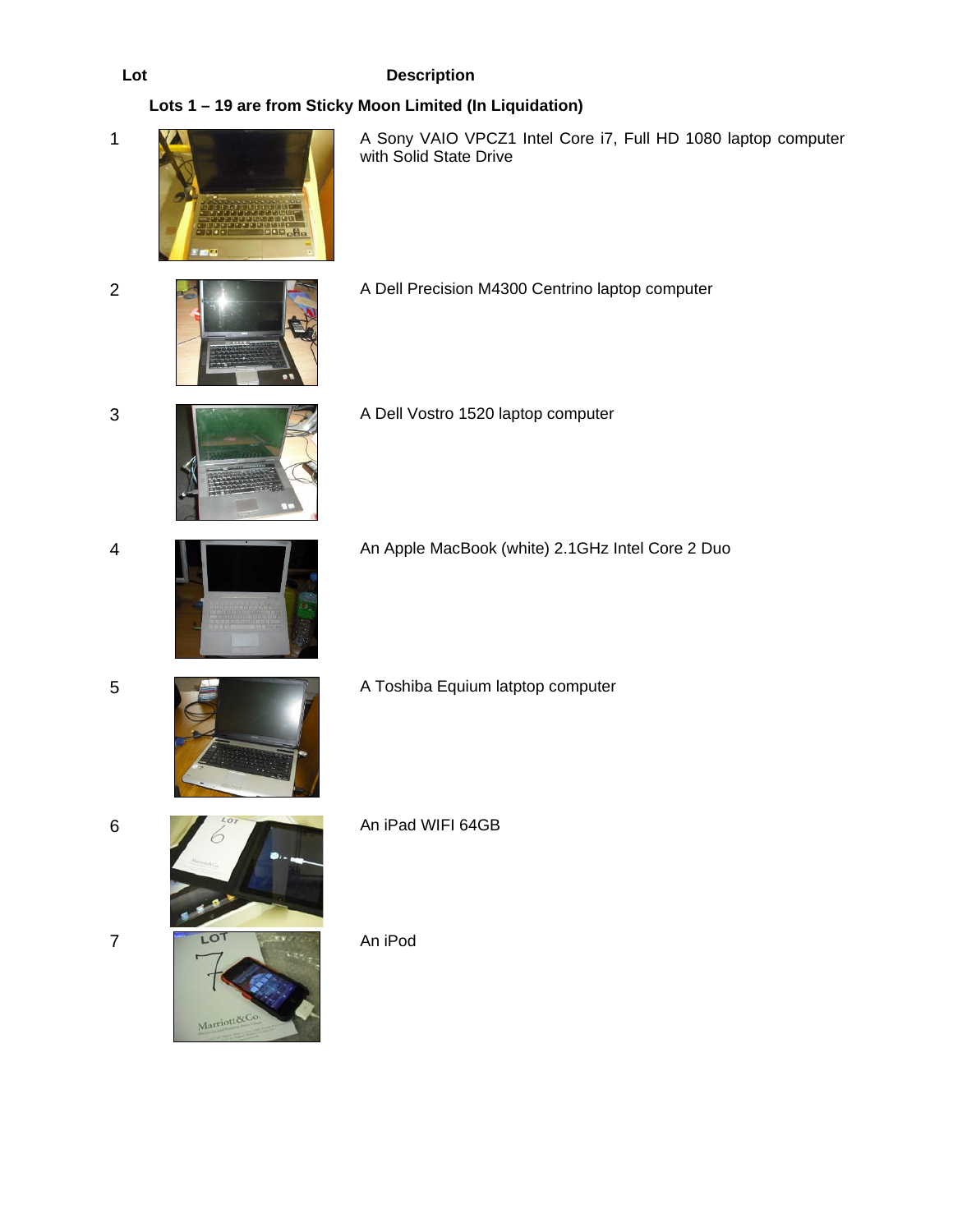| Lot | Description |
|---|---|
| | **Lots 1 – 19 are from Sticky Moon Limited (In Liquidation)** |
| 1 | A Sony VAIO VPCZ1 Intel Core i7, Full HD 1080 laptop computer with Solid State Drive |
| 2 | A Dell Precision M4300 Centrino laptop computer |
| 3 | A Dell Vostro 1520 laptop computer |
| 4 | An Apple MacBook (white) 2.1GHz Intel Core 2 Duo |
| 5 | A Toshiba Equium latptop computer |
| 6 | An iPad WIFI 64GB |
| 7 | An iPod |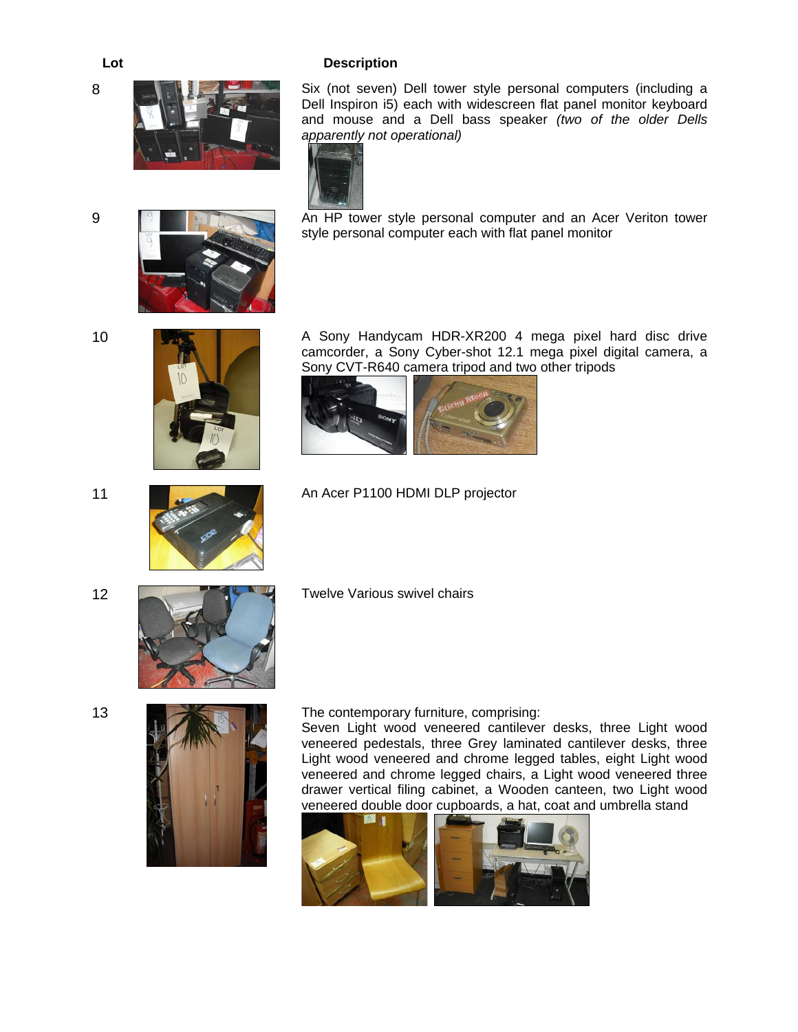| Lot | Description |
| --- | --- |
| 8 | Six (not seven) Dell tower style personal computers (including a Dell Inspiron i5) each with widescreen flat panel monitor keyboard and mouse and a Dell bass speaker *(two of the older Dells apparently not operational)* |
| 9 | An HP tower style personal computer and an Acer Veriton tower style personal computer each with flat panel monitor |
| 10 | A Sony Handycam HDR-XR200 4 mega pixel hard disc drive camcorder, a Sony Cyber-shot 12.1 mega pixel digital camera, a Sony CVT-R640 camera tripod and two other tripods |
| 11 | An Acer P1100 HDMI DLP projector |
| 12 | Twelve Various swivel chairs |
| 13 | The contemporary furniture, comprising:<br>Seven Light wood veneered cantilever desks, three Light wood veneered pedestals, three Grey laminated cantilever desks, three Light wood veneered and chrome legged tables, eight Light wood veneered and chrome legged chairs, a Light wood veneered three drawer vertical filing cabinet, a Wooden canteen, two Light wood veneered double door cupboards, a hat, coat and umbrella stand |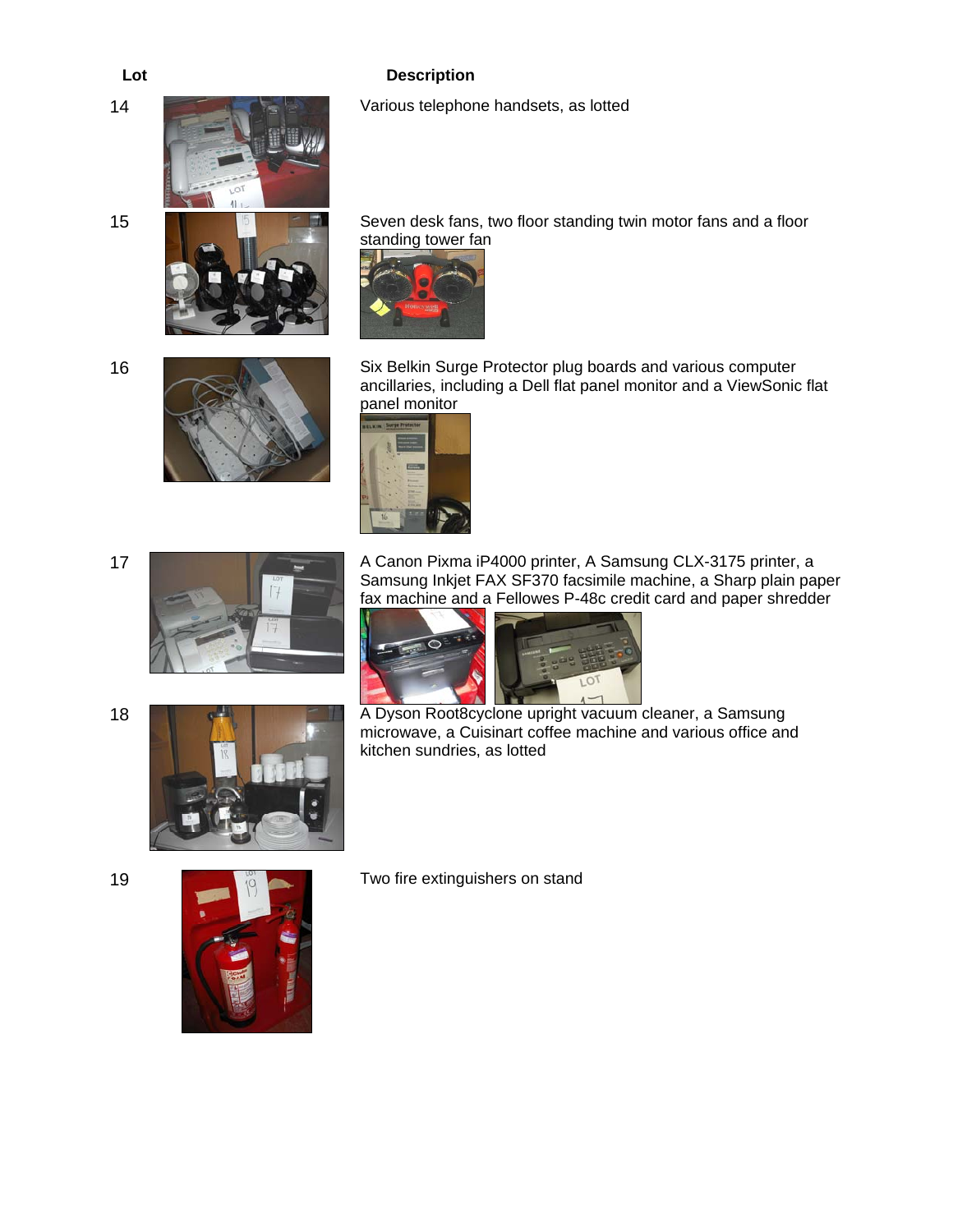| Lot | Description |
| --- | --- |
| 14 | Various telephone handsets, as lotted |
| 15 | Seven desk fans, two floor standing twin motor fans and a floor standing tower fan |
| 16 | Six Belkin Surge Protector plug boards and various computer ancillaries, including a Dell flat panel monitor and a ViewSonic flat panel monitor |
| 17 | A Canon Pixma iP4000 printer, A Samsung CLX-3175 printer, a Samsung Inkjet FAX SF370 facsimile machine, a Sharp plain paper fax machine and a Fellowes P-48c credit card and paper shredder |
| 18 | A Dyson Root8cyclone upright vacuum cleaner, a Samsung microwave, a Cuisinart coffee machine and various office and kitchen sundries, as lotted |
| 19 | Two fire extinguishers on stand |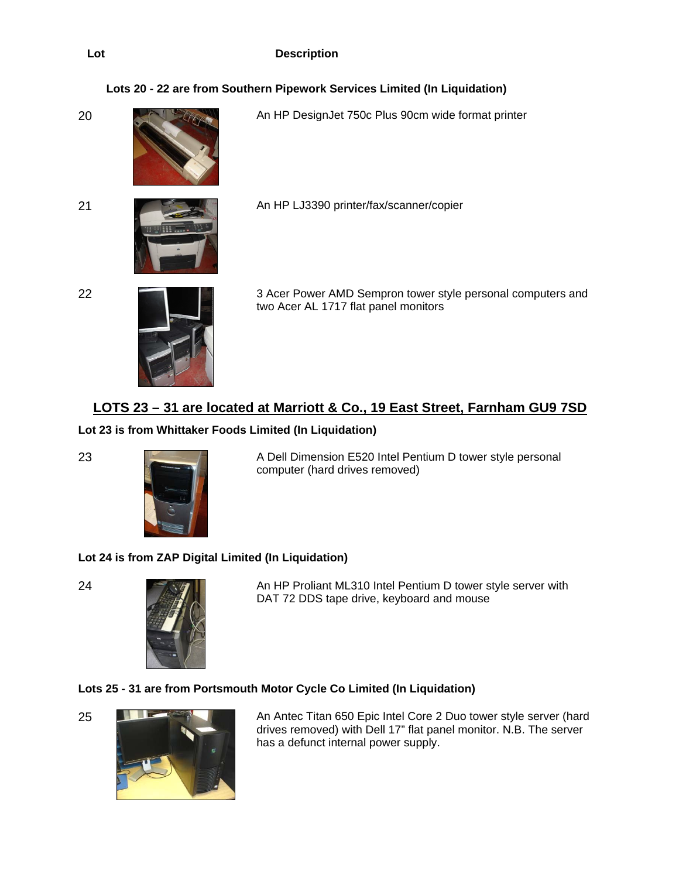| Lot | Description |
| --- | --- |

**Lots 20 - 22 are from Southern Pipework Services Limited (In Liquidation)**

| Lot | Description |
| --- | --- |
| 20 | An HP DesignJet 750c Plus 90cm wide format printer |
| 21 | An HP LJ3390 printer/fax/scanner/copier |
| 22 | 3 Acer Power AMD Sempron tower style personal computers and two Acer AL 1717 flat panel monitors |

## LOTS 23 – 31 are located at Marriott & Co., 19 East Street, Farnham GU9 7SD

**Lot 23 is from Whittaker Foods Limited (In Liquidation)**

| Lot | Description |
| --- | --- |
| 23 | A Dell Dimension E520 Intel Pentium D tower style personal computer (hard drives removed) |

**Lot 24 is from ZAP Digital Limited (In Liquidation)**

| Lot | Description |
| --- | --- |
| 24 | An HP Proliant ML310 Intel Pentium D tower style server with DAT 72 DDS tape drive, keyboard and mouse |

**Lots 25 - 31 are from Portsmouth Motor Cycle Co Limited (In Liquidation)**

| Lot | Description |
| --- | --- |
| 25 | An Antec Titan 650 Epic Intel Core 2 Duo tower style server (hard drives removed) with Dell 17" flat panel monitor. N.B. The server has a defunct internal power supply. |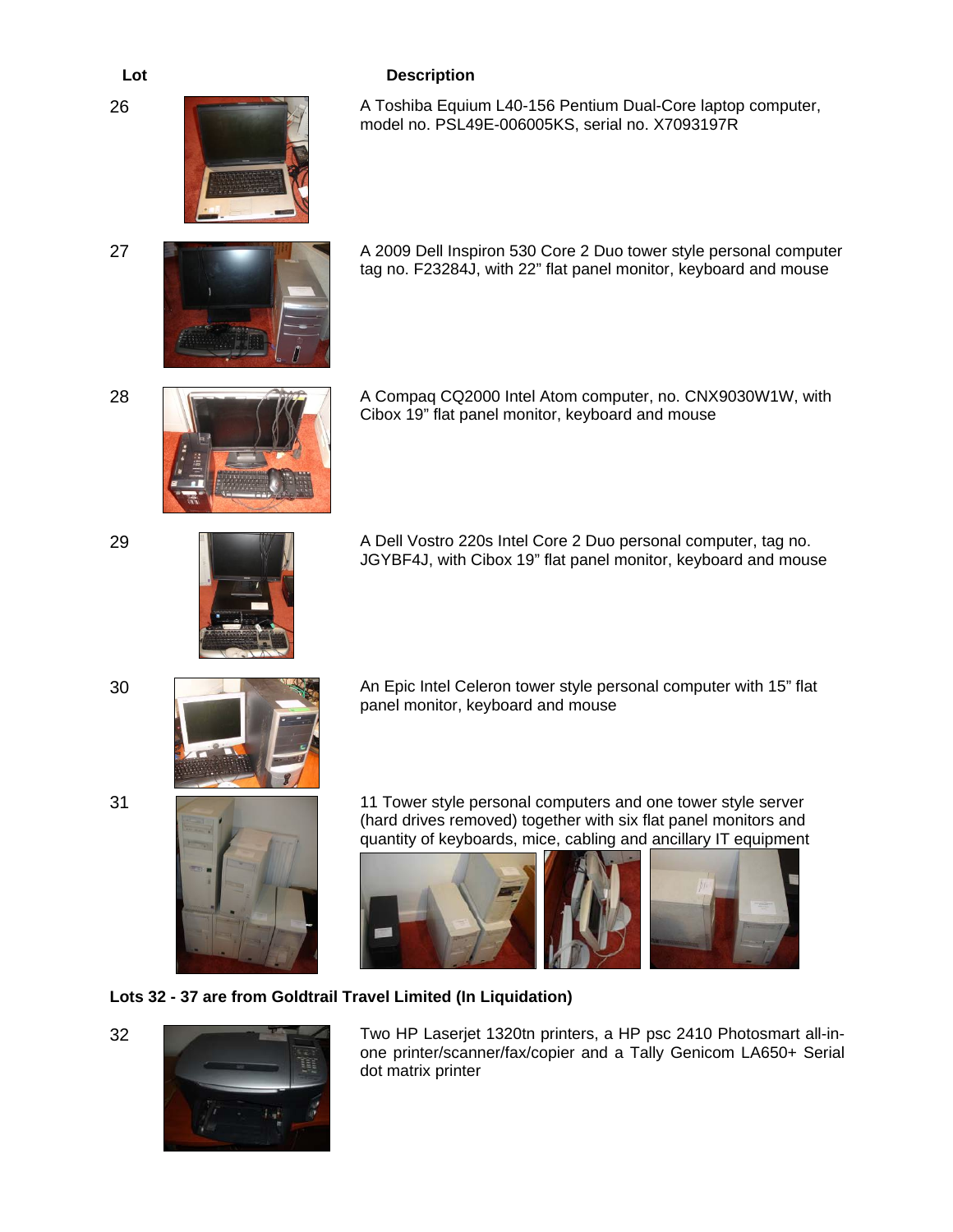| Lot | Description |
| --- | --- |
| 26 | A Toshiba Equium L40-156 Pentium Dual-Core laptop computer, model no. PSL49E-006005KS, serial no. X7093197R |
| 27 | A 2009 Dell Inspiron 530 Core 2 Duo tower style personal computer tag no. F23284J, with 22" flat panel monitor, keyboard and mouse |
| 28 | A Compaq CQ2000 Intel Atom computer, no. CNX9030W1W, with Cibox 19" flat panel monitor, keyboard and mouse |
| 29 | A Dell Vostro 220s Intel Core 2 Duo personal computer, tag no. JGYBF4J, with Cibox 19" flat panel monitor, keyboard and mouse |
| 30 | An Epic Intel Celeron tower style personal computer with 15" flat panel monitor, keyboard and mouse |
| 31 | 11 Tower style personal computers and one tower style server (hard drives removed) together with six flat panel monitors and quantity of keyboards, mice, cabling and ancillary IT equipment |

**Lots 32 - 37 are from Goldtrail Travel Limited (In Liquidation)**

| Lot | Description |
| --- | --- |
| 32 | Two HP Laserjet 1320tn printers, a HP psc 2410 Photosmart all-in-one printer/scanner/fax/copier and a Tally Genicom LA650+ Serial dot matrix printer |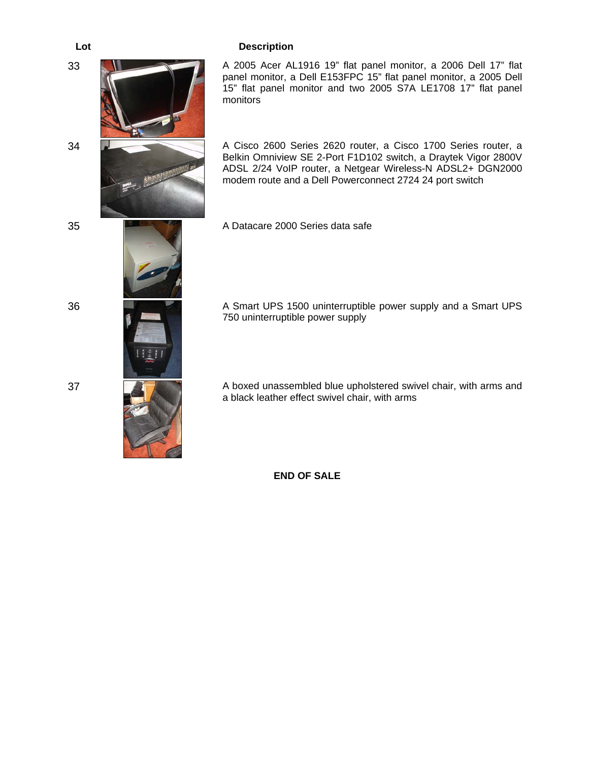| Lot | Description |
| --- | --- |
| 33 | A 2005 Acer AL1916 19" flat panel monitor, a 2006 Dell 17" flat panel monitor, a Dell E153FPC 15" flat panel monitor, a 2005 Dell 15" flat panel monitor and two 2005 S7A LE1708 17" flat panel monitors |
| 34 | A Cisco 2600 Series 2620 router, a Cisco 1700 Series router, a Belkin Omniview SE 2-Port F1D102 switch, a Draytek Vigor 2800V ADSL 2/24 VoIP router, a Netgear Wireless-N ADSL2+ DGN2000 modem route and a Dell Powerconnect 2724 24 port switch |
| 35 | A Datacare 2000 Series data safe |
| 36 | A Smart UPS 1500 uninterruptible power supply and a Smart UPS 750 uninterruptible power supply |
| 37 | A boxed unassembled blue upholstered swivel chair, with arms and a black leather effect swivel chair, with arms |

**END OF SALE**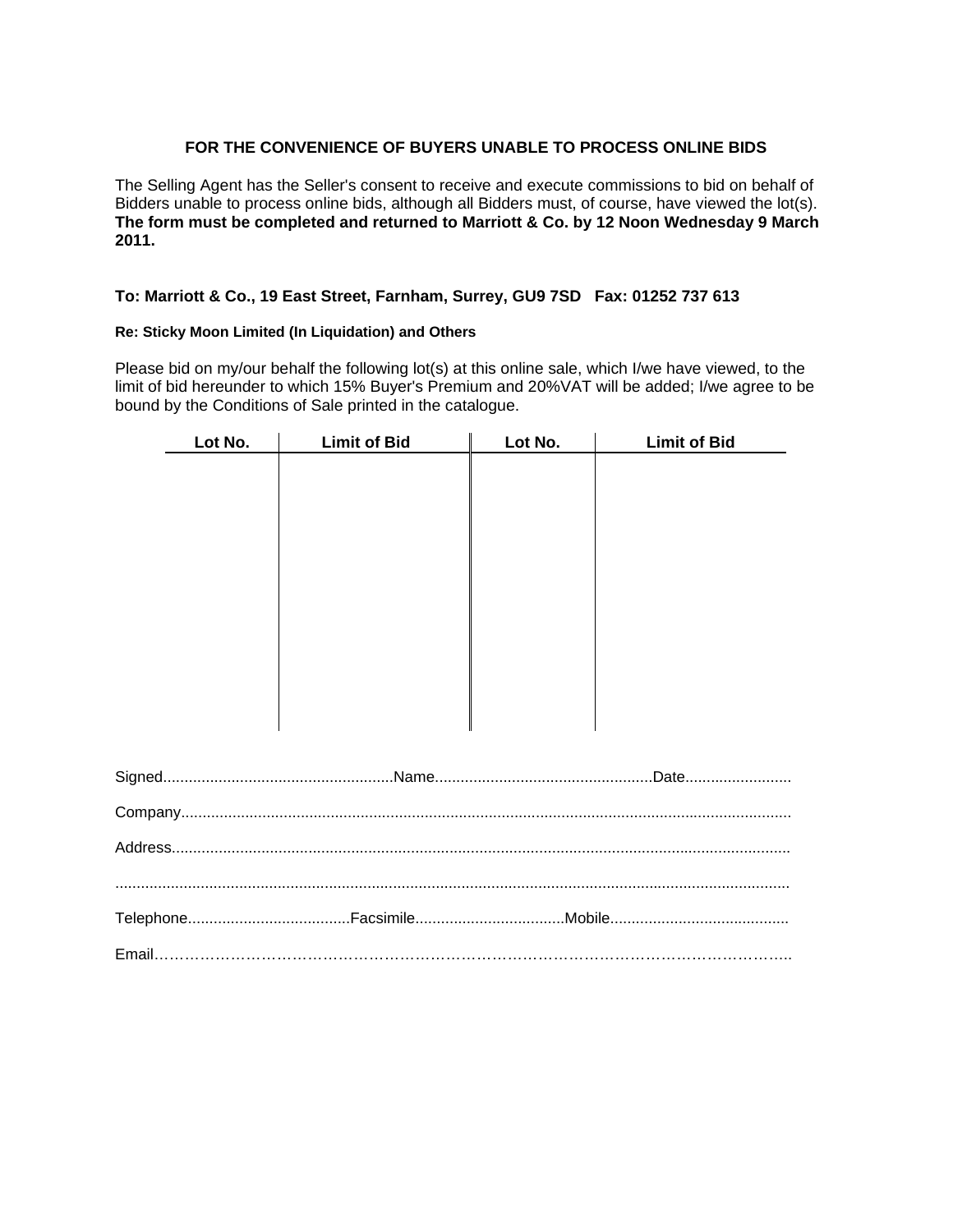**FOR THE CONVENIENCE OF BUYERS UNABLE TO PROCESS ONLINE BIDS**

The Selling Agent has the Seller's consent to receive and execute commissions to bid on behalf of Bidders unable to process online bids, although all Bidders must, of course, have viewed the lot(s). **The form must be completed and returned to Marriott & Co. by 12 Noon Wednesday 9 March 2011.**

**To: Marriott & Co., 19 East Street, Farnham, Surrey, GU9 7SD Fax: 01252 737 613**

**Re: Sticky Moon Limited (In Liquidation) and Others**

Please bid on my/our behalf the following lot(s) at this online sale, which I/we have viewed, to the limit of bid hereunder to which 15% Buyer's Premium and 20%VAT will be added; I/we agree to be bound by the Conditions of Sale printed in the catalogue.

| Lot No. | Limit of Bid | Lot No. | Limit of Bid |
|---|---|---|---|
| | | | |

Signed......................................................Name...................................................Date.........................

Company.............................................................................................................................................

Address...............................................................................................................................................

.............................................................................................................................................................

Telephone......................................Facsimile...................................Mobile..........................................

Email…………………………………………………………………………………………………………..